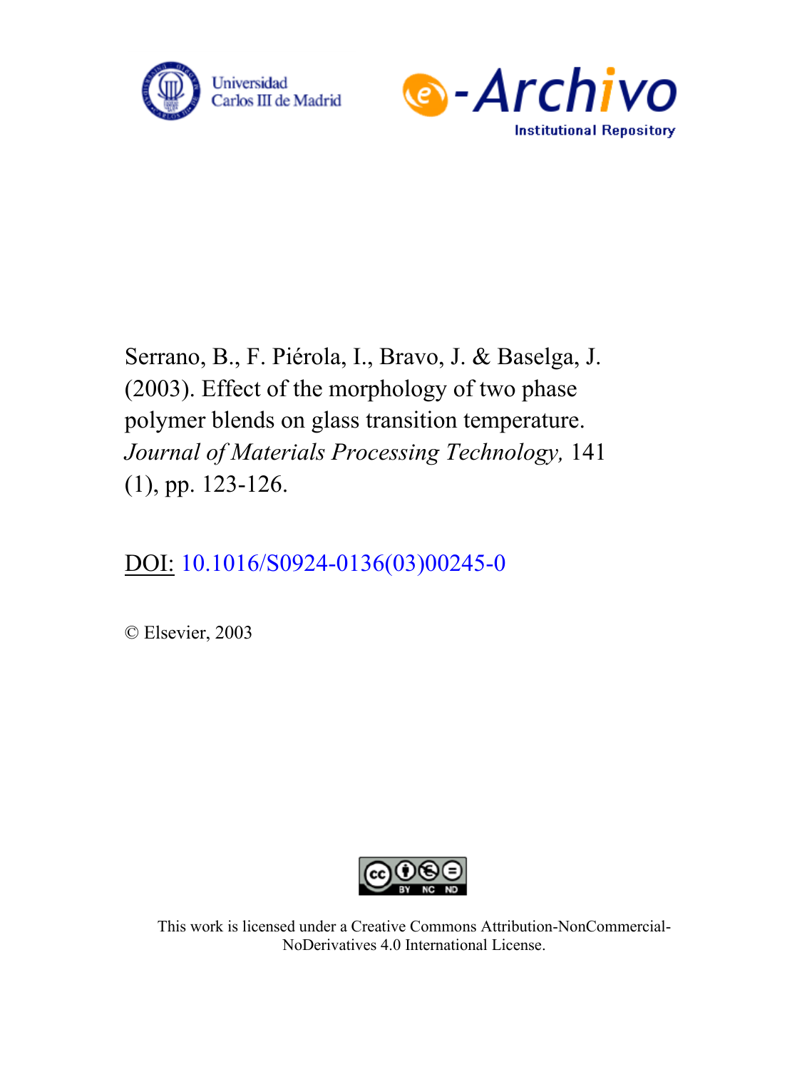Universidad Carlos III de Madrid

e-Archivo Institutional Repository

Serrano, B., F. Piérola, I., Bravo, J. & Baselga, J. (2003). Effect of the morphology of two phase polymer blends on glass transition temperature. *Journal of Materials Processing Technology,* 141 (1), pp. 123-126.

DOI: 10.1016/S0924-0136(03)00245-0

© Elsevier, 2003

This work is licensed under a Creative Commons Attribution-NonCommercial-NoDerivatives 4.0 International License.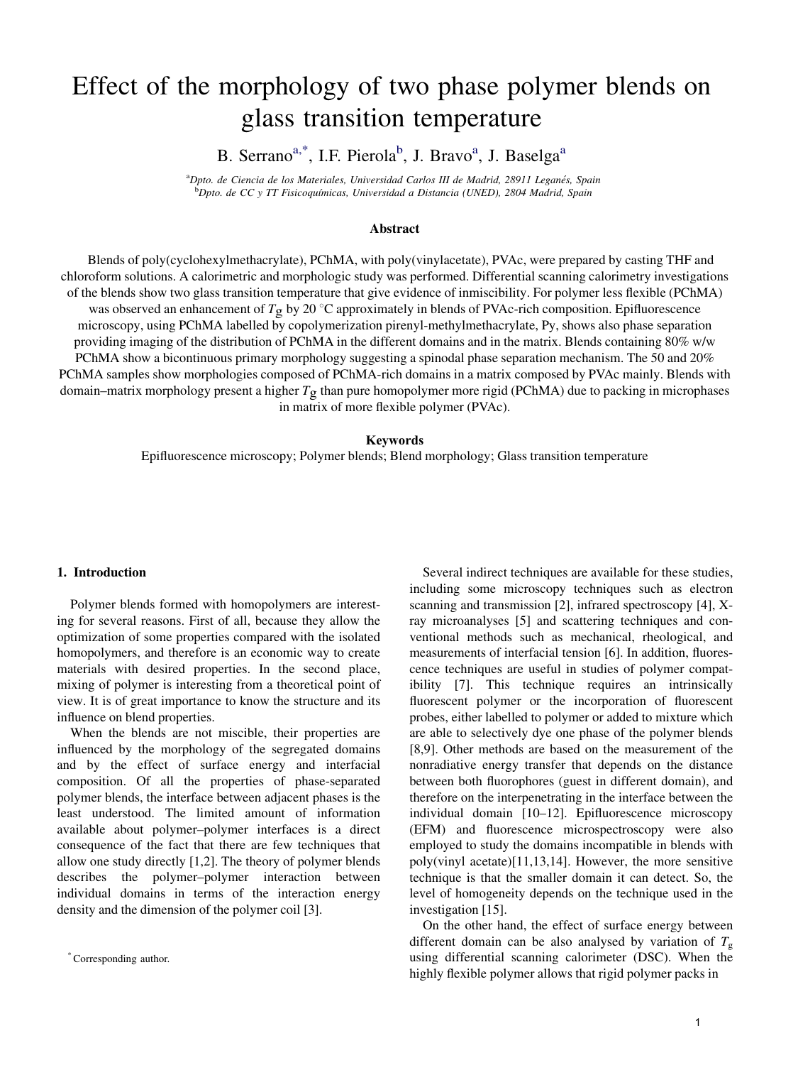# Effect of the morphology of two phase polymer blends on glass transition temperature

B. Serrano[a,*], I.F. Pierola[b], J. Bravo[a], J. Baselga[a]

[a]Dpto. de Ciencia de los Materiales, Universidad Carlos III de Madrid, 28911 Leganés, Spain
[b]Dpto. de CC y TT Fisicoquímicas, Universidad a Distancia (UNED), 2804 Madrid, Spain

### Abstract

Blends of poly(cyclohexylmethacrylate), PChMA, with poly(vinylacetate), PVAc, were prepared by casting THF and chloroform solutions. A calorimetric and morphologic study was performed. Differential scanning calorimetry investigations of the blends show two glass transition temperature that give evidence of inmiscibility. For polymer less flexible (PChMA) was observed an enhancement of $T_g$ by 20 °C approximately in blends of PVAc-rich composition. Epifluorescence microscopy, using PChMA labelled by copolymerization pirenyl-methylmethacrylate, Py, shows also phase separation providing imaging of the distribution of PChMA in the different domains and in the matrix. Blends containing 80% w/w PChMA show a bicontinuous primary morphology suggesting a spinodal phase separation mechanism. The 50 and 20% PChMA samples show morphologies composed of PChMA-rich domains in a matrix composed by PVAc mainly. Blends with domain–matrix morphology present a higher $T_g$ than pure homopolymer more rigid (PChMA) due to packing in microphases in matrix of more flexible polymer (PVAc).

### Keywords

Epifluorescence microscopy; Polymer blends; Blend morphology; Glass transition temperature

## 1. Introduction

Polymer blends formed with homopolymers are interesting for several reasons. First of all, because they allow the optimization of some properties compared with the isolated homopolymers, and therefore is an economic way to create materials with desired properties. In the second place, mixing of polymer is interesting from a theoretical point of view. It is of great importance to know the structure and its influence on blend properties.

When the blends are not miscible, their properties are influenced by the morphology of the segregated domains and by the effect of surface energy and interfacial composition. Of all the properties of phase-separated polymer blends, the interface between adjacent phases is the least understood. The limited amount of information available about polymer–polymer interfaces is a direct consequence of the fact that there are few techniques that allow one study directly [1,2]. The theory of polymer blends describes the polymer–polymer interaction between individual domains in terms of the interaction energy density and the dimension of the polymer coil [3].

Several indirect techniques are available for these studies, including some microscopy techniques such as electron scanning and transmission [2], infrared spectroscopy [4], X-ray microanalyses [5] and scattering techniques and conventional methods such as mechanical, rheological, and measurements of interfacial tension [6]. In addition, fluorescence techniques are useful in studies of polymer compatibility [7]. This technique requires an intrinsically fluorescent polymer or the incorporation of fluorescent probes, either labelled to polymer or added to mixture which are able to selectively dye one phase of the polymer blends [8,9]. Other methods are based on the measurement of the nonradiative energy transfer that depends on the distance between both fluorophores (guest in different domain), and therefore on the interpenetrating in the interface between the individual domain [10–12]. Epifluorescence microscopy (EFM) and fluorescence microspectroscopy were also employed to study the domains incompatible in blends with poly(vinyl acetate)[11,13,14]. However, the more sensitive technique is that the smaller domain it can detect. So, the level of homogeneity depends on the technique used in the investigation [15].

On the other hand, the effect of surface energy between different domain can be also analysed by variation of $T_g$ using differential scanning calorimeter (DSC). When the highly flexible polymer allows that rigid polymer packs in

[*] Corresponding author.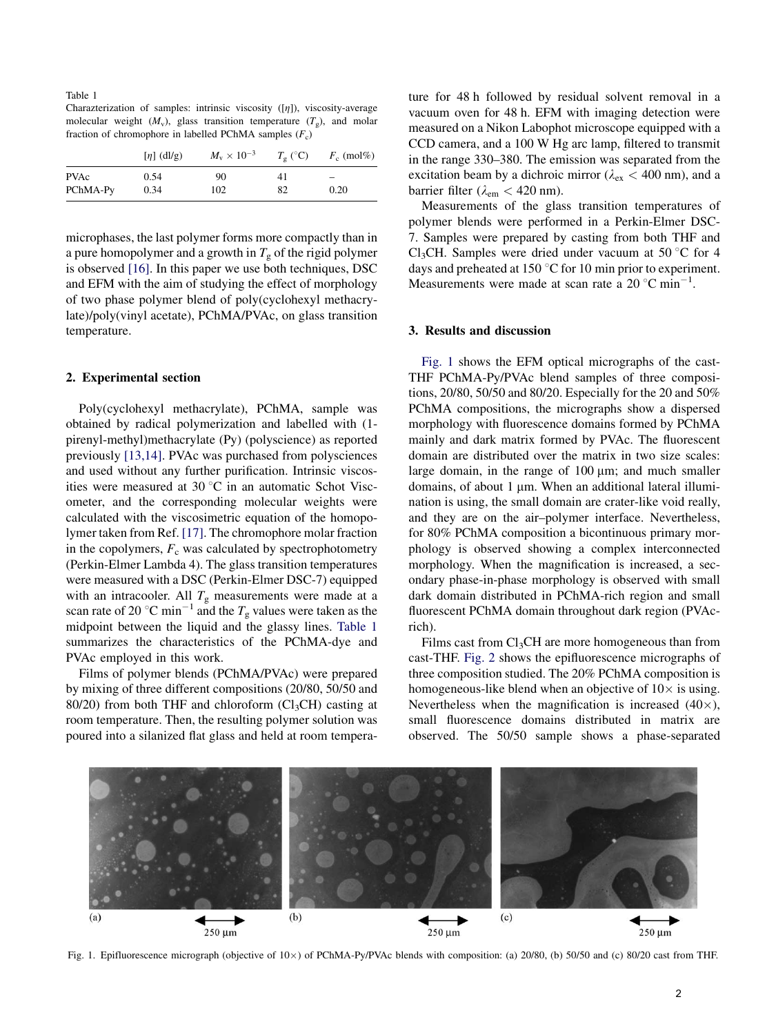Table 1
Charazterization of samples: intrinsic viscosity ([$\eta$]), viscosity-average molecular weight ($M_v$), glass transition temperature ($T_g$), and molar fraction of chromophore in labelled PChMA samples ($F_c$)

| | [$\eta$] (dl/g) | $M_v \times 10^{-3}$ | $T_g$ (°C) | $F_c$ (mol%) |
|---|---|---|---|---|
| PVAc | 0.54 | 90 | 41 | – |
| PChMA-Py | 0.34 | 102 | 82 | 0.20 |

microphases, the last polymer forms more compactly than in a pure homopolymer and a growth in $T_g$ of the rigid polymer is observed [16]. In this paper we use both techniques, DSC and EFM with the aim of studying the effect of morphology of two phase polymer blend of poly(cyclohexyl methacrylate)/poly(vinyl acetate), PChMA/PVAc, on glass transition temperature.

## 2. Experimental section

Poly(cyclohexyl methacrylate), PChMA, sample was obtained by radical polymerization and labelled with (1-pirenyl-methyl)methacrylate (Py) (polyscience) as reported previously [13,14]. PVAc was purchased from polysciences and used without any further purification. Intrinsic viscosities were measured at 30 °C in an automatic Schot Viscometer, and the corresponding molecular weights were calculated with the viscosimetric equation of the homopolymer taken from Ref. [17]. The chromophore molar fraction in the copolymers, $F_c$ was calculated by spectrophotometry (Perkin-Elmer Lambda 4). The glass transition temperatures were measured with a DSC (Perkin-Elmer DSC-7) equipped with an intracooler. All $T_g$ measurements were made at a scan rate of 20 °C min$^{-1}$ and the $T_g$ values were taken as the midpoint between the liquid and the glassy lines. Table 1 summarizes the characteristics of the PChMA-dye and PVAc employed in this work.

Films of polymer blends (PChMA/PVAc) were prepared by mixing of three different compositions (20/80, 50/50 and 80/20) from both THF and chloroform ($Cl_3CH$) casting at room temperature. Then, the resulting polymer solution was poured into a silanized flat glass and held at room temperature for 48 h followed by residual solvent removal in a vacuum oven for 48 h. EFM with imaging detection were measured on a Nikon Labophot microscope equipped with a CCD camera, and a 100 W Hg arc lamp, filtered to transmit in the range 330–380. The emission was separated from the excitation beam by a dichroic mirror ($\lambda_{ex} < 400$ nm), and a barrier filter ($\lambda_{em} < 420$ nm).

Measurements of the glass transition temperatures of polymer blends were performed in a Perkin-Elmer DSC-7. Samples were prepared by casting from both THF and $Cl_3CH$. Samples were dried under vacuum at 50 °C for 4 days and preheated at 150 °C for 10 min prior to experiment. Measurements were made at scan rate a 20 °C min$^{-1}$.

## 3. Results and discussion

Fig. 1 shows the EFM optical micrographs of the cast-THF PChMA-Py/PVAc blend samples of three compositions, 20/80, 50/50 and 80/20. Especially for the 20 and 50% PChMA compositions, the micrographs show a dispersed morphology with fluorescence domains formed by PChMA mainly and dark matrix formed by PVAc. The fluorescent domain are distributed over the matrix in two size scales: large domain, in the range of 100 μm; and much smaller domains, of about 1 μm. When an additional lateral illumination is using, the small domain are crater-like void really, and they are on the air–polymer interface. Nevertheless, for 80% PChMA composition a bicontinuous primary morphology is observed showing a complex interconnected morphology. When the magnification is increased, a secondary phase-in-phase morphology is observed with small dark domain distributed in PChMA-rich region and small fluorescent PChMA domain throughout dark region (PVAc-rich).

Films cast from $Cl_3CH$ are more homogeneous than from cast-THF. Fig. 2 shows the epifluorescence micrographs of three composition studied. The 20% PChMA composition is homogeneous-like blend when an objective of 10× is using. Nevertheless when the magnification is increased (40×), small fluorescence domains distributed in matrix are observed. The 50/50 sample shows a phase-separated

Fig. 1. Epifluorescence micrograph (objective of 10×) of PChMA-Py/PVAc blends with composition: (a) 20/80, (b) 50/50 and (c) 80/20 cast from THF.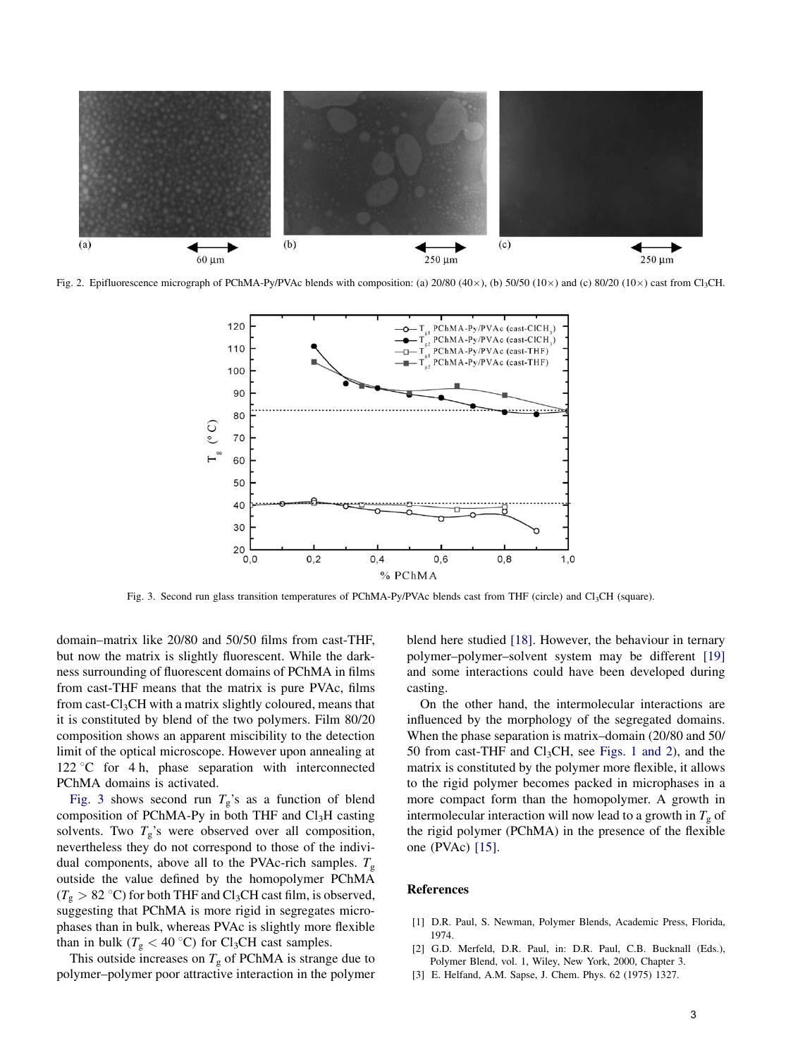Fig. 2. Epifluorescence micrograph of PChMA-Py/PVAc blends with composition: (a) 20/80 (40×), (b) 50/50 (10×) and (c) 80/20 (10×) cast from $Cl_3CH$.

Fig. 3. Second run glass transition temperatures of PChMA-Py/PVAc blends cast from THF (circle) and $Cl_3CH$ (square).

domain–matrix like 20/80 and 50/50 films from cast-THF, but now the matrix is slightly fluorescent. While the darkness surrounding of fluorescent domains of PChMA in films from cast-THF means that the matrix is pure PVAc, films from cast-$Cl_3CH$ with a matrix slightly coloured, means that it is constituted by blend of the two polymers. Film 80/20 composition shows an apparent miscibility to the detection limit of the optical microscope. However upon annealing at 122 °C for 4 h, phase separation with interconnected PChMA domains is activated.

Fig. 3 shows second run $T_g$'s as a function of blend composition of PChMA-Py in both THF and $Cl_3H$ casting solvents. Two $T_g$'s were observed over all composition, nevertheless they do not correspond to those of the individual components, above all to the PVAc-rich samples. $T_g$ outside the value defined by the homopolymer PChMA ($T_g > 82$ °C) for both THF and $Cl_3CH$ cast film, is observed, suggesting that PChMA is more rigid in segregates microphases than in bulk, whereas PVAc is slightly more flexible than in bulk ($T_g < 40$ °C) for $Cl_3CH$ cast samples.

This outside increases on $T_g$ of PChMA is strange due to polymer–polymer poor attractive interaction in the polymer blend here studied [18]. However, the behaviour in ternary polymer–polymer–solvent system may be different [19] and some interactions could have been developed during casting.

On the other hand, the intermolecular interactions are influenced by the morphology of the segregated domains. When the phase separation is matrix–domain (20/80 and 50/50 from cast-THF and $Cl_3CH$, see Figs. 1 and 2), and the matrix is constituted by the polymer more flexible, it allows to the rigid polymer becomes packed in microphases in a more compact form than the homopolymer. A growth in intermolecular interaction will now lead to a growth in $T_g$ of the rigid polymer (PChMA) in the presence of the flexible one (PVAc) [15].

## References

[1] D.R. Paul, S. Newman, Polymer Blends, Academic Press, Florida, 1974.

[2] G.D. Merfeld, D.R. Paul, in: D.R. Paul, C.B. Bucknall (Eds.), Polymer Blend, vol. 1, Wiley, New York, 2000, Chapter 3.

[3] E. Helfand, A.M. Sapse, J. Chem. Phys. 62 (1975) 1327.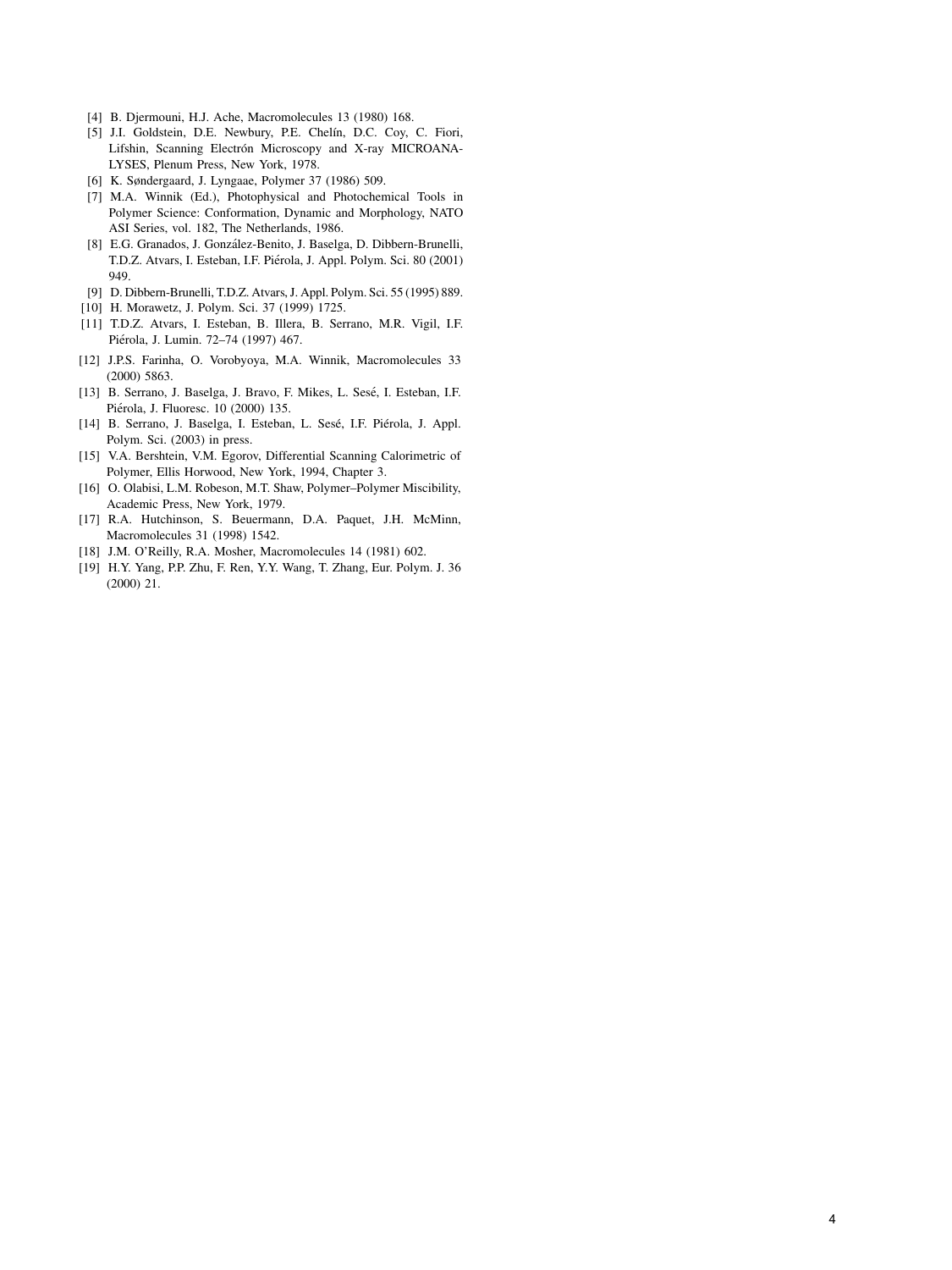[4] B. Djermouni, H.J. Ache, Macromolecules 13 (1980) 168.

[5] J.I. Goldstein, D.E. Newbury, P.E. Chelín, D.C. Coy, C. Fiori, Lifshin, Scanning Electrón Microscopy and X-ray MICROANALYSES, Plenum Press, New York, 1978.

[6] K. Søndergaard, J. Lyngaae, Polymer 37 (1986) 509.

[7] M.A. Winnik (Ed.), Photophysical and Photochemical Tools in Polymer Science: Conformation, Dynamic and Morphology, NATO ASI Series, vol. 182, The Netherlands, 1986.

[8] E.G. Granados, J. González-Benito, J. Baselga, D. Dibbern-Brunelli, T.D.Z. Atvars, I. Esteban, I.F. Piérola, J. Appl. Polym. Sci. 80 (2001) 949.

[9] D. Dibbern-Brunelli, T.D.Z. Atvars, J. Appl. Polym. Sci. 55 (1995) 889.

[10] H. Morawetz, J. Polym. Sci. 37 (1999) 1725.

[11] T.D.Z. Atvars, I. Esteban, B. Illera, B. Serrano, M.R. Vigil, I.F. Piérola, J. Lumin. 72–74 (1997) 467.

[12] J.P.S. Farinha, O. Vorobyoya, M.A. Winnik, Macromolecules 33 (2000) 5863.

[13] B. Serrano, J. Baselga, J. Bravo, F. Mikes, L. Sesé, I. Esteban, I.F. Piérola, J. Fluoresc. 10 (2000) 135.

[14] B. Serrano, J. Baselga, I. Esteban, L. Sesé, I.F. Piérola, J. Appl. Polym. Sci. (2003) in press.

[15] V.A. Bershtein, V.M. Egorov, Differential Scanning Calorimetric of Polymer, Ellis Horwood, New York, 1994, Chapter 3.

[16] O. Olabisi, L.M. Robeson, M.T. Shaw, Polymer–Polymer Miscibility, Academic Press, New York, 1979.

[17] R.A. Hutchinson, S. Beuermann, D.A. Paquet, J.H. McMinn, Macromolecules 31 (1998) 1542.

[18] J.M. O'Reilly, R.A. Mosher, Macromolecules 14 (1981) 602.

[19] H.Y. Yang, P.P. Zhu, F. Ren, Y.Y. Wang, T. Zhang, Eur. Polym. J. 36 (2000) 21.